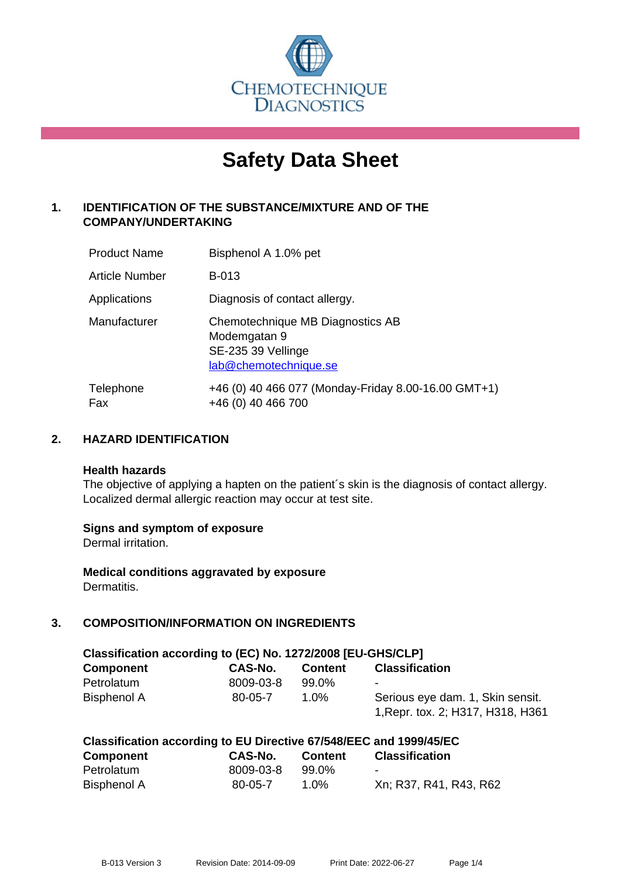CHEMOTECHNIQUE DIAGNOSTICS

# Safety Data Sheet

## 1. IDENTIFICATION OF THE SUBSTANCE/MIXTURE AND OF THE COMPANY/UNDERTAKING

| | |
|---|---|
| Product Name | Bisphenol A 1.0% pet |
| Article Number | B-013 |
| Applications | Diagnosis of contact allergy. |
| Manufacturer | Chemotechnique MB Diagnostics AB<br>Modemgatan 9<br>SE-235 39 Vellinge<br>lab@chemotechnique.se |
| Telephone<br>Fax | +46 (0) 40 466 077 (Monday-Friday 8.00-16.00 GMT+1)<br>+46 (0) 40 466 700 |

## 2. HAZARD IDENTIFICATION

**Health hazards**
The objective of applying a hapten on the patient´s skin is the diagnosis of contact allergy. Localized dermal allergic reaction may occur at test site.

**Signs and symptom of exposure**
Dermal irritation.

**Medical conditions aggravated by exposure**
Dermatitis.

## 3. COMPOSITION/INFORMATION ON INGREDIENTS

**Classification according to (EC) No. 1272/2008 [EU-GHS/CLP]**

| Component | CAS-No. | Content | Classification |
|---|---|---|---|
| Petrolatum | 8009-03-8 | 99.0% | - |
| Bisphenol A | 80-05-7 | 1.0% | Serious eye dam. 1, Skin sensit. 1,Repr. tox. 2; H317, H318, H361 |

**Classification according to EU Directive 67/548/EEC and 1999/45/EC**

| Component | CAS-No. | Content | Classification |
|---|---|---|---|
| Petrolatum | 8009-03-8 | 99.0% | - |
| Bisphenol A | 80-05-7 | 1.0% | Xn; R37, R41, R43, R62 |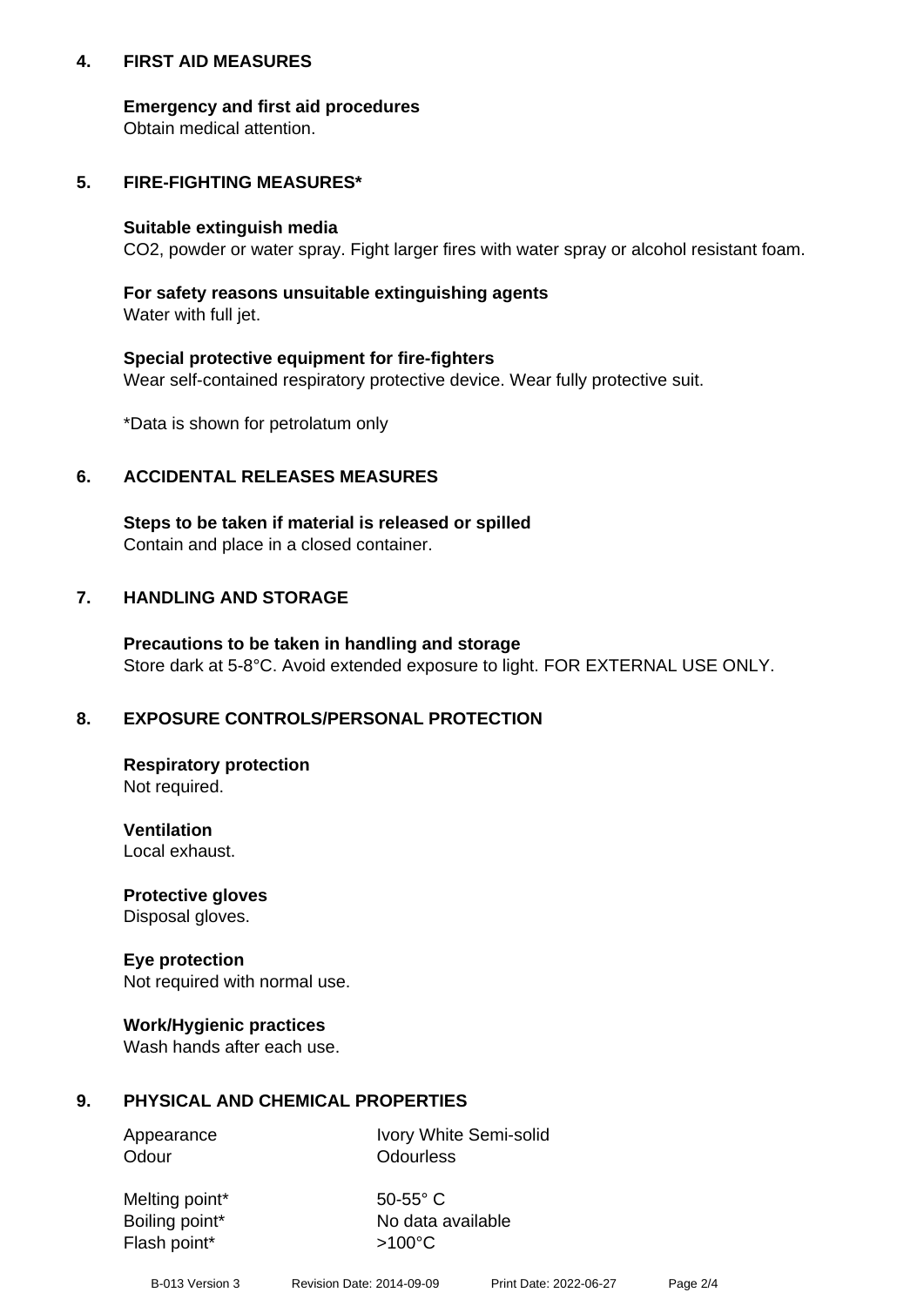## 4. FIRST AID MEASURES

**Emergency and first aid procedures**
Obtain medical attention.

## 5. FIRE-FIGHTING MEASURES*

**Suitable extinguish media**
$CO_2$, powder or water spray. Fight larger fires with water spray or alcohol resistant foam.

**For safety reasons unsuitable extinguishing agents**
Water with full jet.

**Special protective equipment for fire-fighters**
Wear self-contained respiratory protective device. Wear fully protective suit.

*Data is shown for petrolatum only

## 6. ACCIDENTAL RELEASES MEASURES

**Steps to be taken if material is released or spilled**
Contain and place in a closed container.

## 7. HANDLING AND STORAGE

**Precautions to be taken in handling and storage**
Store dark at 5-8°C. Avoid extended exposure to light. FOR EXTERNAL USE ONLY.

## 8. EXPOSURE CONTROLS/PERSONAL PROTECTION

**Respiratory protection**
Not required.

**Ventilation**
Local exhaust.

**Protective gloves**
Disposal gloves.

**Eye protection**
Not required with normal use.

**Work/Hygienic practices**
Wash hands after each use.

## 9. PHYSICAL AND CHEMICAL PROPERTIES

| | |
|---|---|
| Appearance | Ivory White Semi-solid |
| Odour | Odourless |
| Melting point* | 50-55° C |
| Boiling point* | No data available |
| Flash point* | >100°C |

B-013 Version 3 Revision Date: 2014-09-09 Print Date: 2022-06-27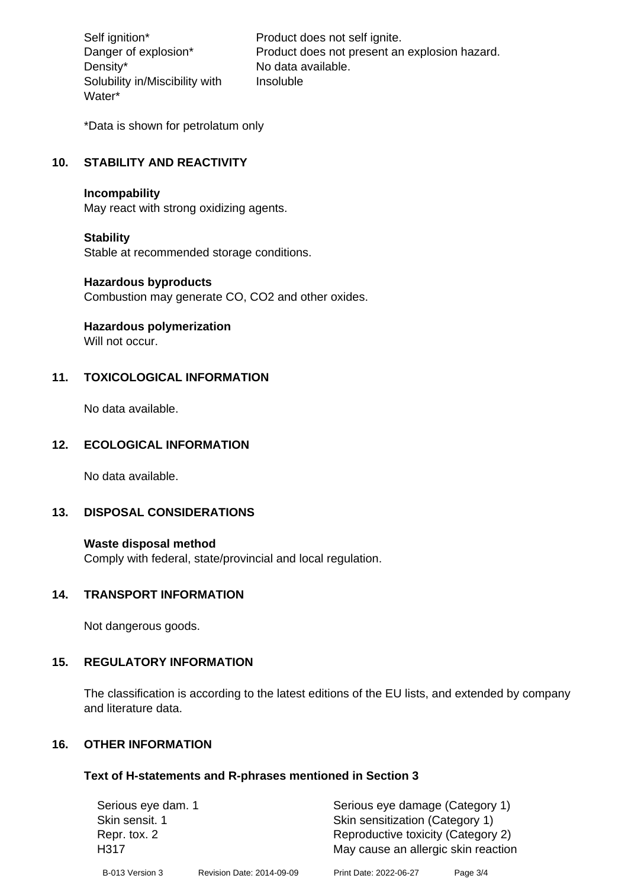| | |
|---|---|
| Self ignition* | Product does not self ignite. |
| Danger of explosion* | Product does not present an explosion hazard. |
| Density* | No data available. |
| Solubility in/Miscibility with Water* | Insoluble |

*Data is shown for petrolatum only

## 10. STABILITY AND REACTIVITY

**Incompability**
May react with strong oxidizing agents.

**Stability**
Stable at recommended storage conditions.

**Hazardous byproducts**
Combustion may generate CO, $CO_2$ and other oxides.

**Hazardous polymerization**
Will not occur.

## 11. TOXICOLOGICAL INFORMATION

No data available.

## 12. ECOLOGICAL INFORMATION

No data available.

## 13. DISPOSAL CONSIDERATIONS

**Waste disposal method**
Comply with federal, state/provincial and local regulation.

## 14. TRANSPORT INFORMATION

Not dangerous goods.

## 15. REGULATORY INFORMATION

The classification is according to the latest editions of the EU lists, and extended by company and literature data.

## 16. OTHER INFORMATION

### Text of H-statements and R-phrases mentioned in Section 3

| | |
|---|---|
| Serious eye dam. 1 | Serious eye damage (Category 1) |
| Skin sensit. 1 | Skin sensitization (Category 1) |
| Repr. tox. 2 | Reproductive toxicity (Category 2) |
| H317 | May cause an allergic skin reaction |

B-013 Version 3 Revision Date: 2014-09-09 Print Date: 2022-06-27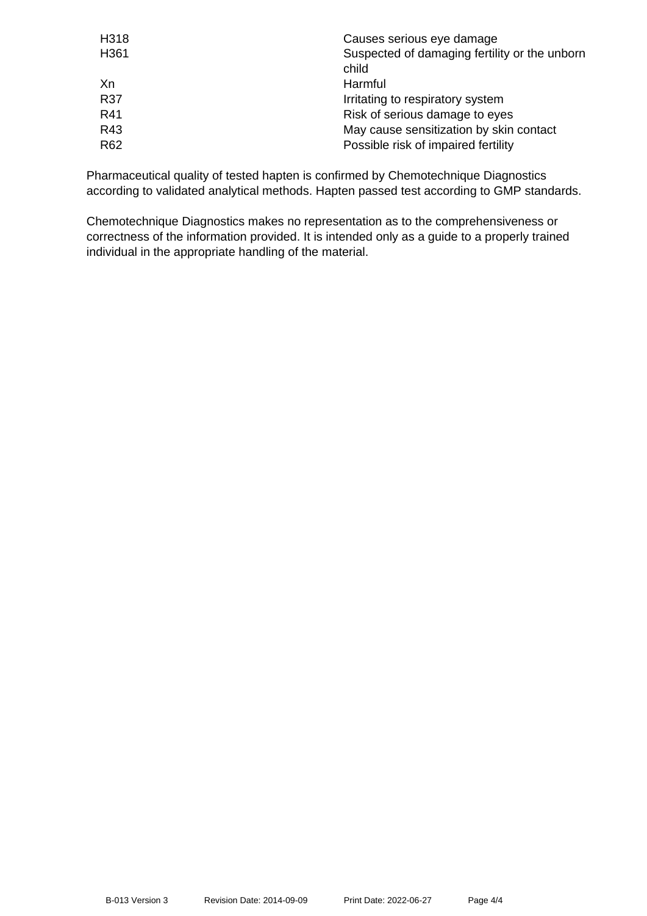| | |
|---|---|
| H318 | Causes serious eye damage |
| H361 | Suspected of damaging fertility or the unborn child |
| Xn | Harmful |
| R37 | Irritating to respiratory system |
| R41 | Risk of serious damage to eyes |
| R43 | May cause sensitization by skin contact |
| R62 | Possible risk of impaired fertility |

Pharmaceutical quality of tested hapten is confirmed by Chemotechnique Diagnostics according to validated analytical methods. Hapten passed test according to GMP standards.

Chemotechnique Diagnostics makes no representation as to the comprehensiveness or correctness of the information provided. It is intended only as a guide to a properly trained individual in the appropriate handling of the material.